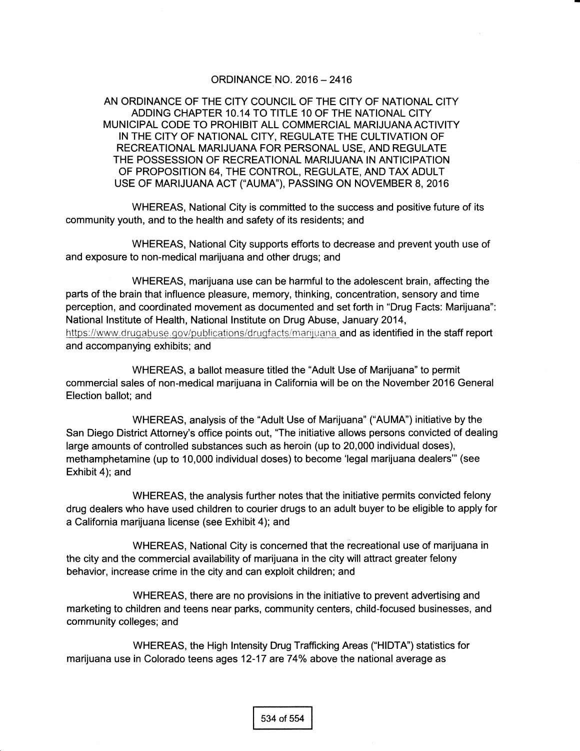# ORDINANCE NO. 2016 – 2416

## AN ORDINANCE OF THE CITY COUNCIL OF THE CITY OF NATIONAL CITY ADDING CHAPTER 10.14 TO TITLE 10 OF THE NATIONAL CITY MUNICIPAL CODE TO PROHIBIT ALL COMMERCIAL MARIJUANA ACTIVITY IN THE CITY OF NATIONAL CITY, REGULATE THE CULTIVATION OF RECREATIONAL MARIJUANA FOR PERSONAL USE, AND REGULATE THE POSSESSION OF RECREATIONAL MARIJUANA IN ANTICIPATION OF PROPOSITION 64, THE CONTROL, REGULATE, AND TAX ADULT USE OF MARIJUANA ACT ("AUMA"), PASSING ON NOVEMBER 8, 2016

WHEREAS, National City is committed to the success and positive future of its community youth, and to the health and safety of its residents; and

WHEREAS, National City supports efforts to decrease and prevent youth use of and exposure to non-medical marijuana and other drugs; and

WHEREAS, marijuana use can be harmful to the adolescent brain, affecting the parts of the brain that influence pleasure, memory, thinking, concentration, sensory and time perception, and coordinated movement as documented and set forth in "Drug Facts: Marijuana": National Institute of Health, National Institute on Drug Abuse, January 2014, https://www.drugabuse.gov/publications/drugfacts/marijuana and as identified in the staff report and accompanying exhibits; and

WHEREAS, a ballot measure titled the "Adult Use of Marijuana" to permit commercial sales of non-medical marijuana in California will be on the November 2016 General Election ballot; and

WHEREAS, analysis of the "Adult Use of Marijuana" ("AUMA") initiative by the San Diego District Attorney's office points out, "The initiative allows persons convicted of dealing large amounts of controlled substances such as heroin (up to 20,000 individual doses), methamphetamine (up to 10,000 individual doses) to become 'legal marijuana dealers'" (see Exhibit 4); and

WHEREAS, the analysis further notes that the initiative permits convicted felony drug dealers who have used children to courier drugs to an adult buyer to be eligible to apply for a California marijuana license (see Exhibit 4); and

WHEREAS, National City is concerned that the recreational use of marijuana in the city and the commercial availability of marijuana in the city will attract greater felony behavior, increase crime in the city and can exploit children; and

WHEREAS, there are no provisions in the initiative to prevent advertising and marketing to children and teens near parks, community centers, child-focused businesses, and community colleges; and

WHEREAS, the High Intensity Drug Trafficking Areas ("HIDTA") statistics for marijuana use in Colorado teens ages 12-17 are 74% above the national average as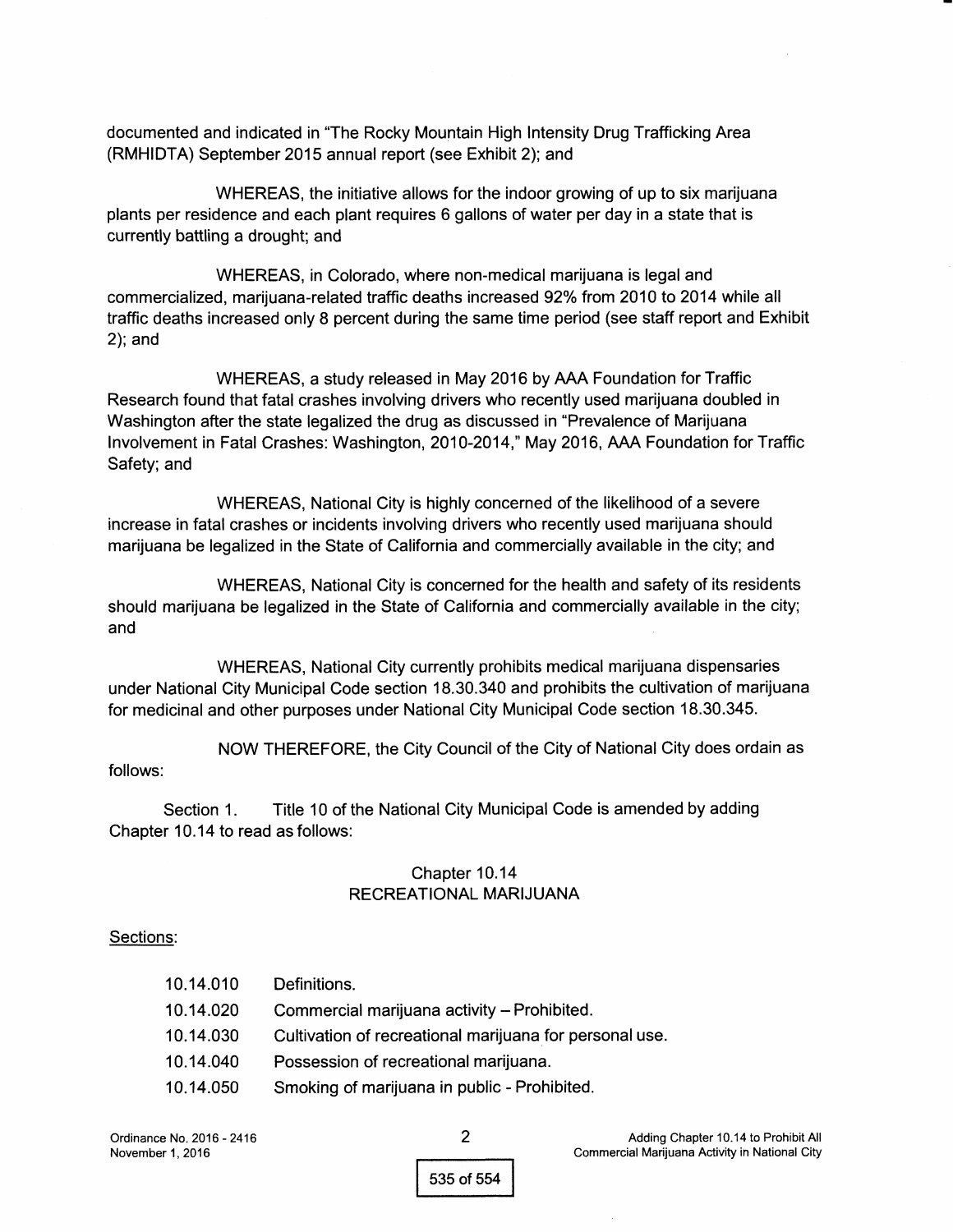documented and indicated in "The Rocky Mountain High Intensity Drug Trafficking Area (RMHIDTA) September 2015 annual report (see Exhibit 2); and

WHEREAS, the initiative allows for the indoor growing of up to six marijuana plants per residence and each plant requires 6 gallons of water per day in a state that is currently battling a drought; and

WHEREAS, in Colorado, where non-medical marijuana is legal and commercialized, marijuana-related traffic deaths increased 92% from 2010 to 2014 while all traffic deaths increased only 8 percent during the same time period (see staff report and Exhibit 2); and

WHEREAS, a study released in May 2016 by AAA Foundation for Traffic Research found that fatal crashes involving drivers who recently used marijuana doubled in Washington after the state legalized the drug as discussed in "Prevalence of Marijuana Involvement in Fatal Crashes: Washington, 2010-2014," May 2016, AAA Foundation for Traffic Safety; and

WHEREAS, National City is highly concerned of the likelihood of a severe increase in fatal crashes or incidents involving drivers who recently used marijuana should marijuana be legalized in the State of California and commercially available in the city; and

WHEREAS, National City is concerned for the health and safety of its residents should marijuana be legalized in the State of California and commercially available in the city; and

WHEREAS, National City currently prohibits medical marijuana dispensaries under National City Municipal Code section 18.30.340 and prohibits the cultivation of marijuana for medicinal and other purposes under National City Municipal Code section 18.30.345.

NOW THEREFORE, the City Council of the City of National City does ordain as follows:

Section 1. Title 10 of the National City Municipal Code is amended by adding Chapter 10.14 to read as follows:

## Chapter 10.14
## RECREATIONAL MARIJUANA

Sections:

| | |
|---|---|
| 10.14.010 | Definitions. |
| 10.14.020 | Commercial marijuana activity – Prohibited. |
| 10.14.030 | Cultivation of recreational marijuana for personal use. |
| 10.14.040 | Possession of recreational marijuana. |
| 10.14.050 | Smoking of marijuana in public - Prohibited. |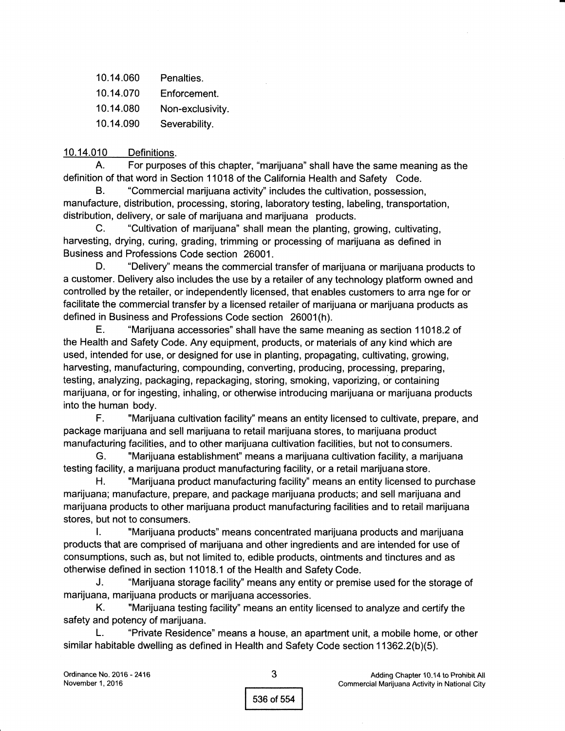| | |
|---|---|
| 10.14.060 | Penalties. |
| 10.14.070 | Enforcement. |
| 10.14.080 | Non-exclusivity. |
| 10.14.090 | Severability. |

10.14.010 Definitions.

A. For purposes of this chapter, "marijuana" shall have the same meaning as the definition of that word in Section 11018 of the California Health and Safety Code.

B. "Commercial marijuana activity" includes the cultivation, possession, manufacture, distribution, processing, storing, laboratory testing, labeling, transportation, distribution, delivery, or sale of marijuana and marijuana products.

C. "Cultivation of marijuana" shall mean the planting, growing, cultivating, harvesting, drying, curing, grading, trimming or processing of marijuana as defined in Business and Professions Code section 26001.

D. "Delivery" means the commercial transfer of marijuana or marijuana products to a customer. Delivery also includes the use by a retailer of any technology platform owned and controlled by the retailer, or independently licensed, that enables customers to arra nge for or facilitate the commercial transfer by a licensed retailer of marijuana or marijuana products as defined in Business and Professions Code section 26001(h).

E. "Marijuana accessories" shall have the same meaning as section 11018.2 of the Health and Safety Code. Any equipment, products, or materials of any kind which are used, intended for use, or designed for use in planting, propagating, cultivating, growing, harvesting, manufacturing, compounding, converting, producing, processing, preparing, testing, analyzing, packaging, repackaging, storing, smoking, vaporizing, or containing marijuana, or for ingesting, inhaling, or otherwise introducing marijuana or marijuana products into the human body.

F. "Marijuana cultivation facility" means an entity licensed to cultivate, prepare, and package marijuana and sell marijuana to retail marijuana stores, to marijuana product manufacturing facilities, and to other marijuana cultivation facilities, but not to consumers.

G. "Marijuana establishment" means a marijuana cultivation facility, a marijuana testing facility, a marijuana product manufacturing facility, or a retail marijuana store.

H. "Marijuana product manufacturing facility" means an entity licensed to purchase marijuana; manufacture, prepare, and package marijuana products; and sell marijuana and marijuana products to other marijuana product manufacturing facilities and to retail marijuana stores, but not to consumers.

I. "Marijuana products" means concentrated marijuana products and marijuana products that are comprised of marijuana and other ingredients and are intended for use of consumptions, such as, but not limited to, edible products, ointments and tinctures and as otherwise defined in section 11018.1 of the Health and Safety Code.

J. "Marijuana storage facility" means any entity or premise used for the storage of marijuana, marijuana products or marijuana accessories.

K. "Marijuana testing facility" means an entity licensed to analyze and certify the safety and potency of marijuana.

L. "Private Residence" means a house, an apartment unit, a mobile home, or other similar habitable dwelling as defined in Health and Safety Code section 11362.2(b)(5).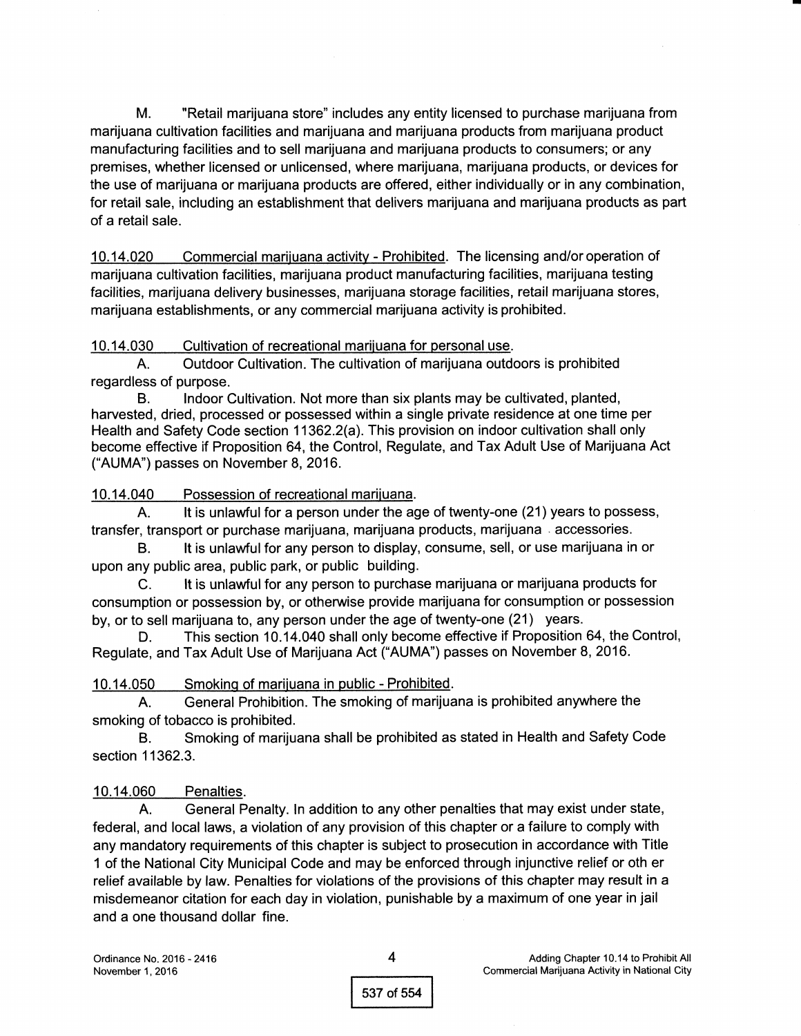M. "Retail marijuana store" includes any entity licensed to purchase marijuana from marijuana cultivation facilities and marijuana and marijuana products from marijuana product manufacturing facilities and to sell marijuana and marijuana products to consumers; or any premises, whether licensed or unlicensed, where marijuana, marijuana products, or devices for the use of marijuana or marijuana products are offered, either individually or in any combination, for retail sale, including an establishment that delivers marijuana and marijuana products as part of a retail sale.

<u>10.14.020 Commercial marijuana activity - Prohibited</u>. The licensing and/or operation of marijuana cultivation facilities, marijuana product manufacturing facilities, marijuana testing facilities, marijuana delivery businesses, marijuana storage facilities, retail marijuana stores, marijuana establishments, or any commercial marijuana activity is prohibited.

<u>10.14.030 Cultivation of recreational marijuana for personal use</u>.

A. Outdoor Cultivation. The cultivation of marijuana outdoors is prohibited regardless of purpose.

B. Indoor Cultivation. Not more than six plants may be cultivated, planted, harvested, dried, processed or possessed within a single private residence at one time per Health and Safety Code section 11362.2(a). This provision on indoor cultivation shall only become effective if Proposition 64, the Control, Regulate, and Tax Adult Use of Marijuana Act ("AUMA") passes on November 8, 2016.

<u>10.14.040 Possession of recreational marijuana</u>.

A. It is unlawful for a person under the age of twenty-one (21) years to possess, transfer, transport or purchase marijuana, marijuana products, marijuana accessories.

B. It is unlawful for any person to display, consume, sell, or use marijuana in or upon any public area, public park, or public building.

C. It is unlawful for any person to purchase marijuana or marijuana products for consumption or possession by, or otherwise provide marijuana for consumption or possession by, or to sell marijuana to, any person under the age of twenty-one (21) years.

D. This section 10.14.040 shall only become effective if Proposition 64, the Control, Regulate, and Tax Adult Use of Marijuana Act ("AUMA") passes on November 8, 2016.

<u>10.14.050 Smoking of marijuana in public - Prohibited</u>.

A. General Prohibition. The smoking of marijuana is prohibited anywhere the smoking of tobacco is prohibited.

B. Smoking of marijuana shall be prohibited as stated in Health and Safety Code section 11362.3.

<u>10.14.060 Penalties</u>.

A. General Penalty. In addition to any other penalties that may exist under state, federal, and local laws, a violation of any provision of this chapter or a failure to comply with any mandatory requirements of this chapter is subject to prosecution in accordance with Title 1 of the National City Municipal Code and may be enforced through injunctive relief or oth er relief available by law. Penalties for violations of the provisions of this chapter may result in a misdemeanor citation for each day in violation, punishable by a maximum of one year in jail and a one thousand dollar fine.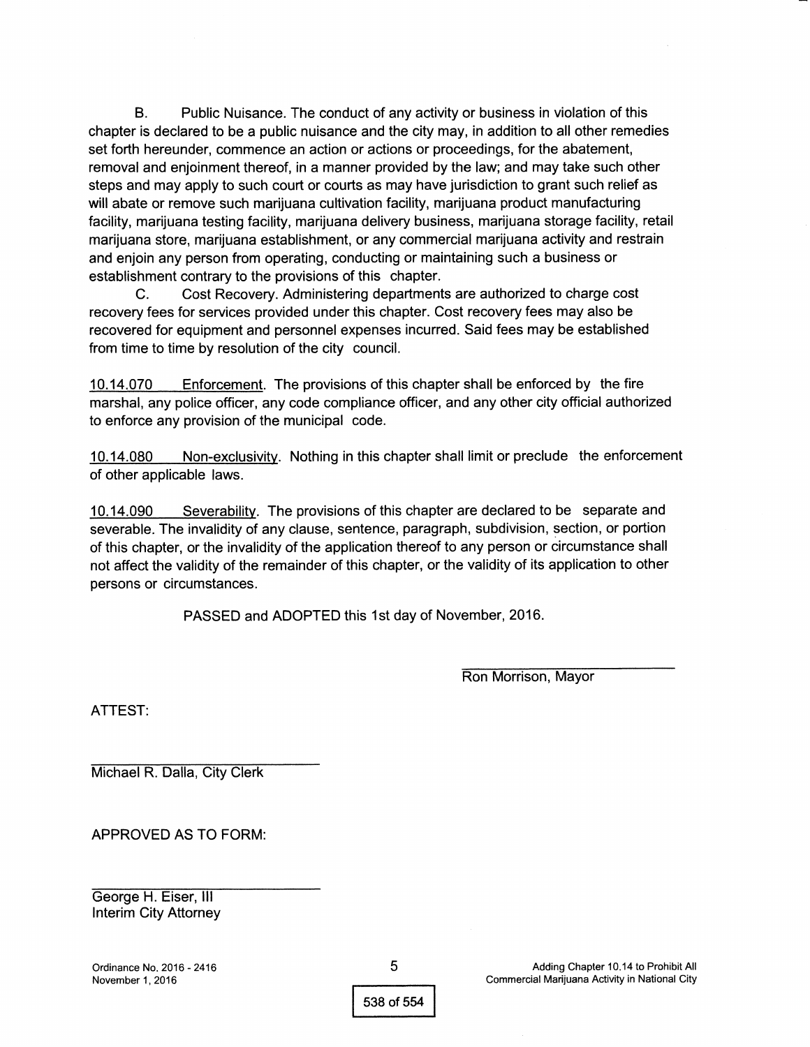B. Public Nuisance. The conduct of any activity or business in violation of this chapter is declared to be a public nuisance and the city may, in addition to all other remedies set forth hereunder, commence an action or actions or proceedings, for the abatement, removal and enjoinment thereof, in a manner provided by the law; and may take such other steps and may apply to such court or courts as may have jurisdiction to grant such relief as will abate or remove such marijuana cultivation facility, marijuana product manufacturing facility, marijuana testing facility, marijuana delivery business, marijuana storage facility, retail marijuana store, marijuana establishment, or any commercial marijuana activity and restrain and enjoin any person from operating, conducting or maintaining such a business or establishment contrary to the provisions of this chapter.

C. Cost Recovery. Administering departments are authorized to charge cost recovery fees for services provided under this chapter. Cost recovery fees may also be recovered for equipment and personnel expenses incurred. Said fees may be established from time to time by resolution of the city council.

10.14.070 Enforcement. The provisions of this chapter shall be enforced by the fire marshal, any police officer, any code compliance officer, and any other city official authorized to enforce any provision of the municipal code.

10.14.080 Non-exclusivity. Nothing in this chapter shall limit or preclude the enforcement of other applicable laws.

10.14.090 Severability. The provisions of this chapter are declared to be separate and severable. The invalidity of any clause, sentence, paragraph, subdivision, section, or portion of this chapter, or the invalidity of the application thereof to any person or circumstance shall not affect the validity of the remainder of this chapter, or the validity of its application to other persons or circumstances.

PASSED and ADOPTED this 1st day of November, 2016.

Ron Morrison, Mayor

ATTEST:

Michael R. Dalla, City Clerk

APPROVED AS TO FORM:

George H. Eiser, III
Interim City Attorney

Ordinance No. 2016 - 2416
November 1, 2016

Adding Chapter 10.14 to Prohibit All Commercial Marijuana Activity in National City